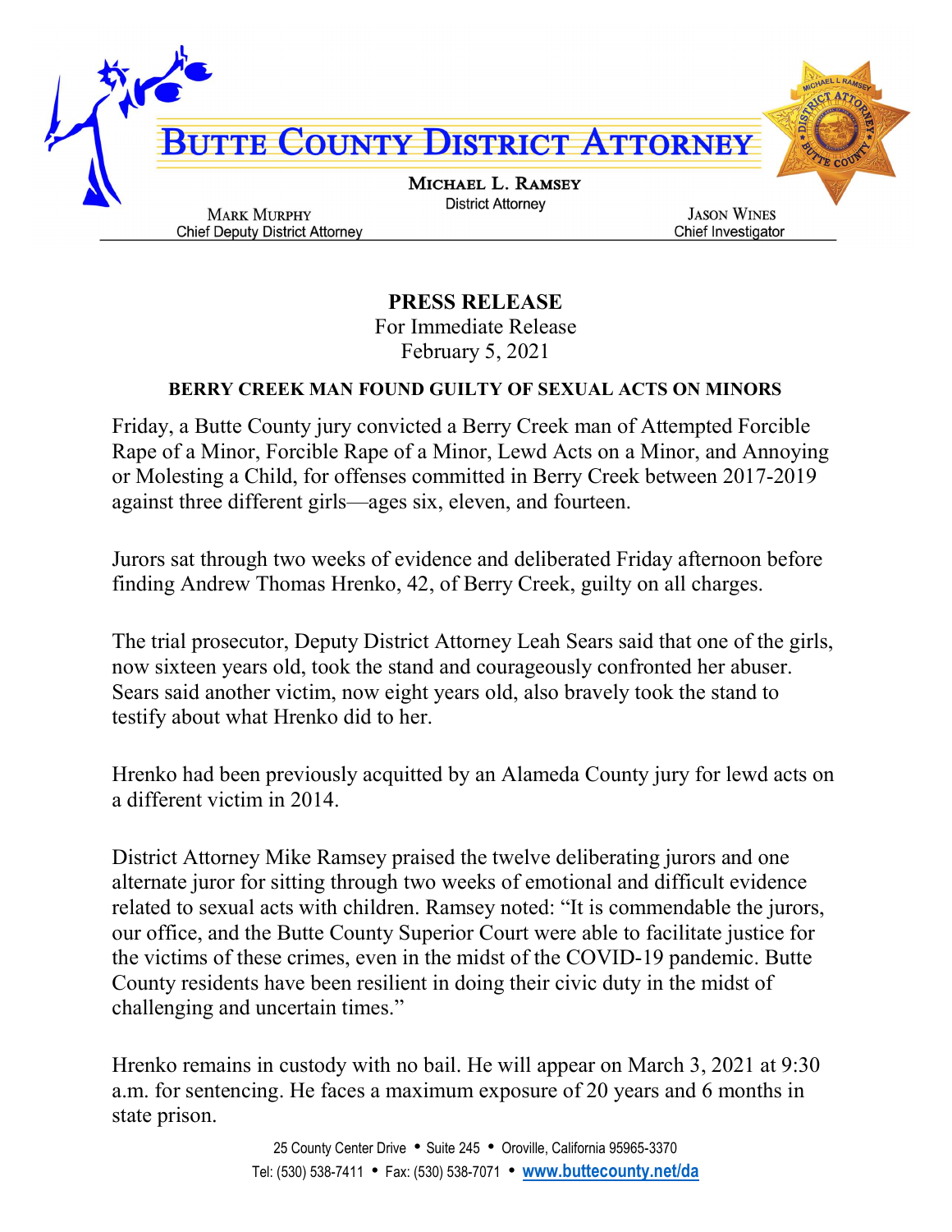# BUTTE COUNTY DISTRICT ATTORNEY

**MICHAEL L. RAMSEY**
District Attorney

**MARK MURPHY**
Chief Deputy District Attorney

**JASON WINES**
Chief Investigator

**PRESS RELEASE**
For Immediate Release
February 5, 2021

## BERRY CREEK MAN FOUND GUILTY OF SEXUAL ACTS ON MINORS

Friday, a Butte County jury convicted a Berry Creek man of Attempted Forcible Rape of a Minor, Forcible Rape of a Minor, Lewd Acts on a Minor, and Annoying or Molesting a Child, for offenses committed in Berry Creek between 2017-2019 against three different girls—ages six, eleven, and fourteen.

Jurors sat through two weeks of evidence and deliberated Friday afternoon before finding Andrew Thomas Hrenko, 42, of Berry Creek, guilty on all charges.

The trial prosecutor, Deputy District Attorney Leah Sears said that one of the girls, now sixteen years old, took the stand and courageously confronted her abuser. Sears said another victim, now eight years old, also bravely took the stand to testify about what Hrenko did to her.

Hrenko had been previously acquitted by an Alameda County jury for lewd acts on a different victim in 2014.

District Attorney Mike Ramsey praised the twelve deliberating jurors and one alternate juror for sitting through two weeks of emotional and difficult evidence related to sexual acts with children. Ramsey noted: "It is commendable the jurors, our office, and the Butte County Superior Court were able to facilitate justice for the victims of these crimes, even in the midst of the COVID-19 pandemic. Butte County residents have been resilient in doing their civic duty in the midst of challenging and uncertain times."

Hrenko remains in custody with no bail. He will appear on March 3, 2021 at 9:30 a.m. for sentencing. He faces a maximum exposure of 20 years and 6 months in state prison.

25 County Center Drive • Suite 245 • Oroville, California 95965-3370
Tel: (530) 538-7411 • Fax: (530) 538-7071 • www.buttecounty.net/da